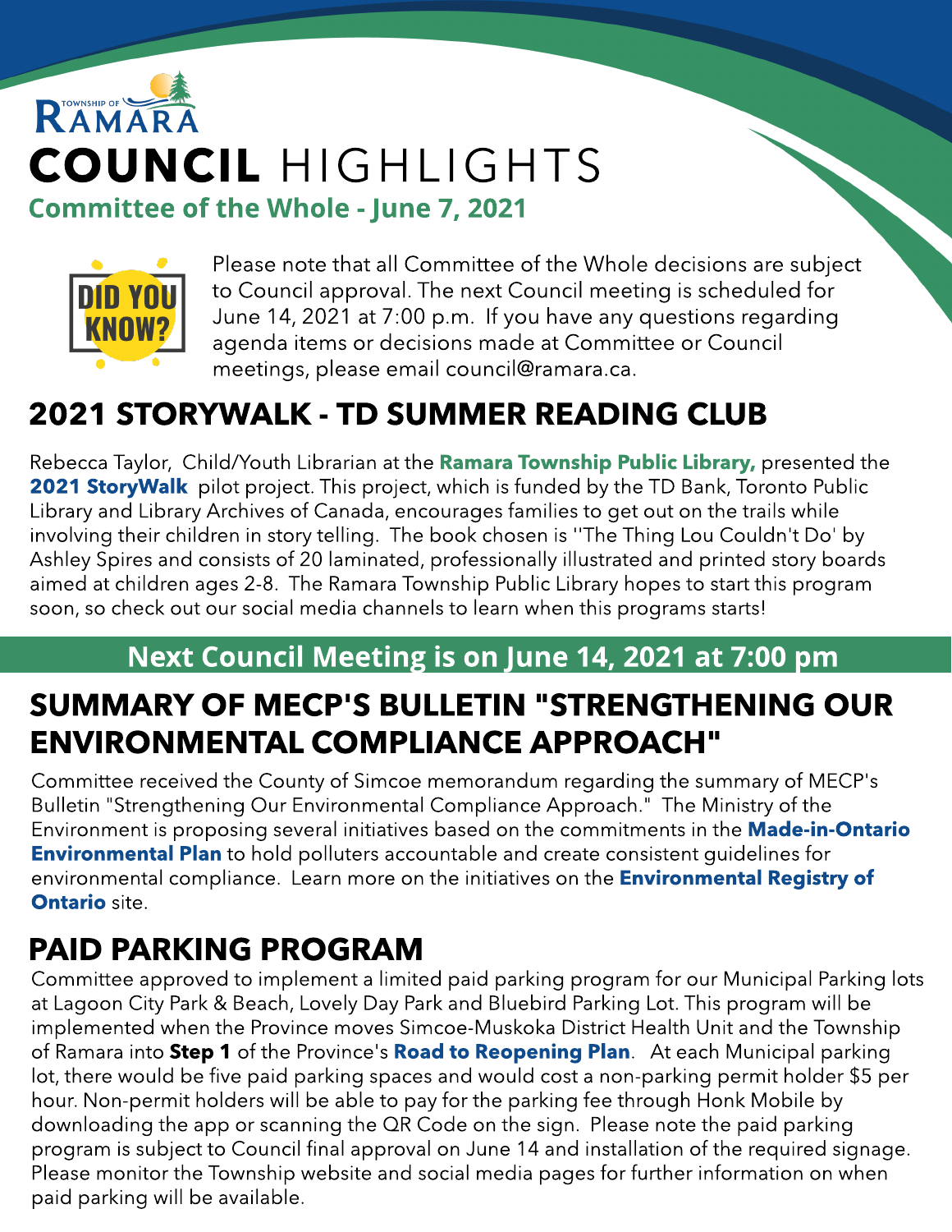TOWNSHIP OF RAMARA

# COUNCIL HIGHLIGHTS

## Committee of the Whole - June 7, 2021

DID YOU KNOW?

Please note that all Committee of the Whole decisions are subject to Council approval. The next Council meeting is scheduled for June 14, 2021 at 7:00 p.m. If you have any questions regarding agenda items or decisions made at Committee or Council meetings, please email council@ramara.ca.

## 2021 STORYWALK - TD SUMMER READING CLUB

Rebecca Taylor, Child/Youth Librarian at the **Ramara Township Public Library,** presented the **2021 StoryWalk** pilot project. This project, which is funded by the TD Bank, Toronto Public Library and Library Archives of Canada, encourages families to get out on the trails while involving their children in story telling. The book chosen is ''The Thing Lou Couldn't Do' by Ashley Spires and consists of 20 laminated, professionally illustrated and printed story boards aimed at children ages 2-8. The Ramara Township Public Library hopes to start this program soon, so check out our social media channels to learn when this programs starts!

**Next Council Meeting is on June 14, 2021 at 7:00 pm**

## SUMMARY OF MECP'S BULLETIN "STRENGTHENING OUR ENVIRONMENTAL COMPLIANCE APPROACH"

Committee received the County of Simcoe memorandum regarding the summary of MECP's Bulletin "Strengthening Our Environmental Compliance Approach." The Ministry of the Environment is proposing several initiatives based on the commitments in the **Made-in-Ontario Environmental Plan** to hold polluters accountable and create consistent guidelines for environmental compliance. Learn more on the initiatives on the **Environmental Registry of Ontario** site.

## PAID PARKING PROGRAM

Committee approved to implement a limited paid parking program for our Municipal Parking lots at Lagoon City Park & Beach, Lovely Day Park and Bluebird Parking Lot. This program will be implemented when the Province moves Simcoe-Muskoka District Health Unit and the Township of Ramara into **Step 1** of the Province's **Road to Reopening Plan**. At each Municipal parking lot, there would be five paid parking spaces and would cost a non-parking permit holder $5 per hour. Non-permit holders will be able to pay for the parking fee through Honk Mobile by downloading the app or scanning the QR Code on the sign. Please note the paid parking program is subject to Council final approval on June 14 and installation of the required signage. Please monitor the Township website and social media pages for further information on when paid parking will be available.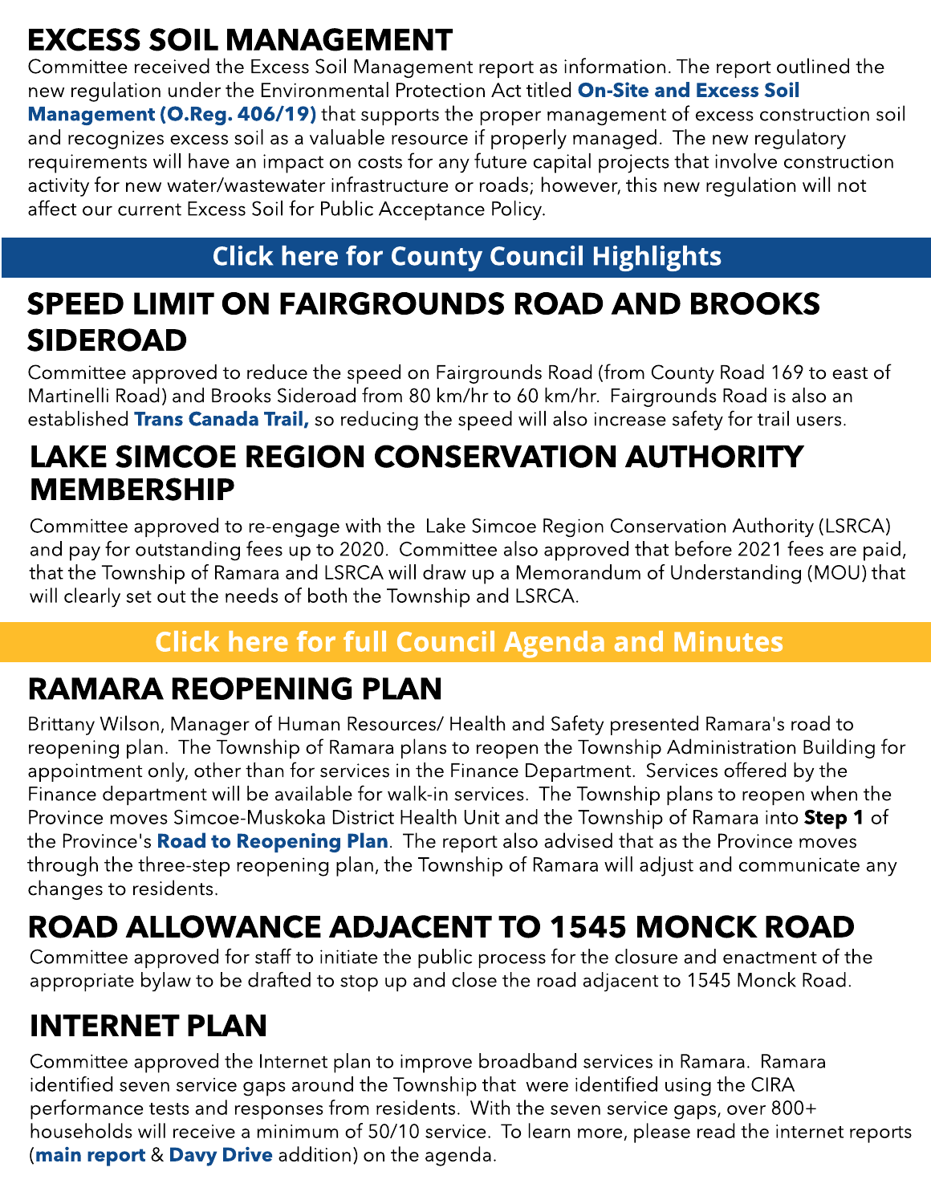## EXCESS SOIL MANAGEMENT

Committee received the Excess Soil Management report as information. The report outlined the new regulation under the Environmental Protection Act titled **On-Site and Excess Soil Management (O.Reg. 406/19)** that supports the proper management of excess construction soil and recognizes excess soil as a valuable resource if properly managed. The new regulatory requirements will have an impact on costs for any future capital projects that involve construction activity for new water/wastewater infrastructure or roads; however, this new regulation will not affect our current Excess Soil for Public Acceptance Policy.

**Click here for County Council Highlights**

## SPEED LIMIT ON FAIRGROUNDS ROAD AND BROOKS SIDEROAD

Committee approved to reduce the speed on Fairgrounds Road (from County Road 169 to east of Martinelli Road) and Brooks Sideroad from 80 km/hr to 60 km/hr. Fairgrounds Road is also an established **Trans Canada Trail,** so reducing the speed will also increase safety for trail users.

## LAKE SIMCOE REGION CONSERVATION AUTHORITY MEMBERSHIP

Committee approved to re-engage with the Lake Simcoe Region Conservation Authority (LSRCA) and pay for outstanding fees up to 2020. Committee also approved that before 2021 fees are paid, that the Township of Ramara and LSRCA will draw up a Memorandum of Understanding (MOU) that will clearly set out the needs of both the Township and LSRCA.

**Click here for full Council Agenda and Minutes**

## RAMARA REOPENING PLAN

Brittany Wilson, Manager of Human Resources/ Health and Safety presented Ramara's road to reopening plan. The Township of Ramara plans to reopen the Township Administration Building for appointment only, other than for services in the Finance Department. Services offered by the Finance department will be available for walk-in services. The Township plans to reopen when the Province moves Simcoe-Muskoka District Health Unit and the Township of Ramara into **Step 1** of the Province's **Road to Reopening Plan**. The report also advised that as the Province moves through the three-step reopening plan, the Township of Ramara will adjust and communicate any changes to residents.

## ROAD ALLOWANCE ADJACENT TO 1545 MONCK ROAD

Committee approved for staff to initiate the public process for the closure and enactment of the appropriate bylaw to be drafted to stop up and close the road adjacent to 1545 Monck Road.

## INTERNET PLAN

Committee approved the Internet plan to improve broadband services in Ramara. Ramara identified seven service gaps around the Township that were identified using the CIRA performance tests and responses from residents. With the seven service gaps, over 800+ households will receive a minimum of 50/10 service. To learn more, please read the internet reports (**main report** & **Davy Drive** addition) on the agenda.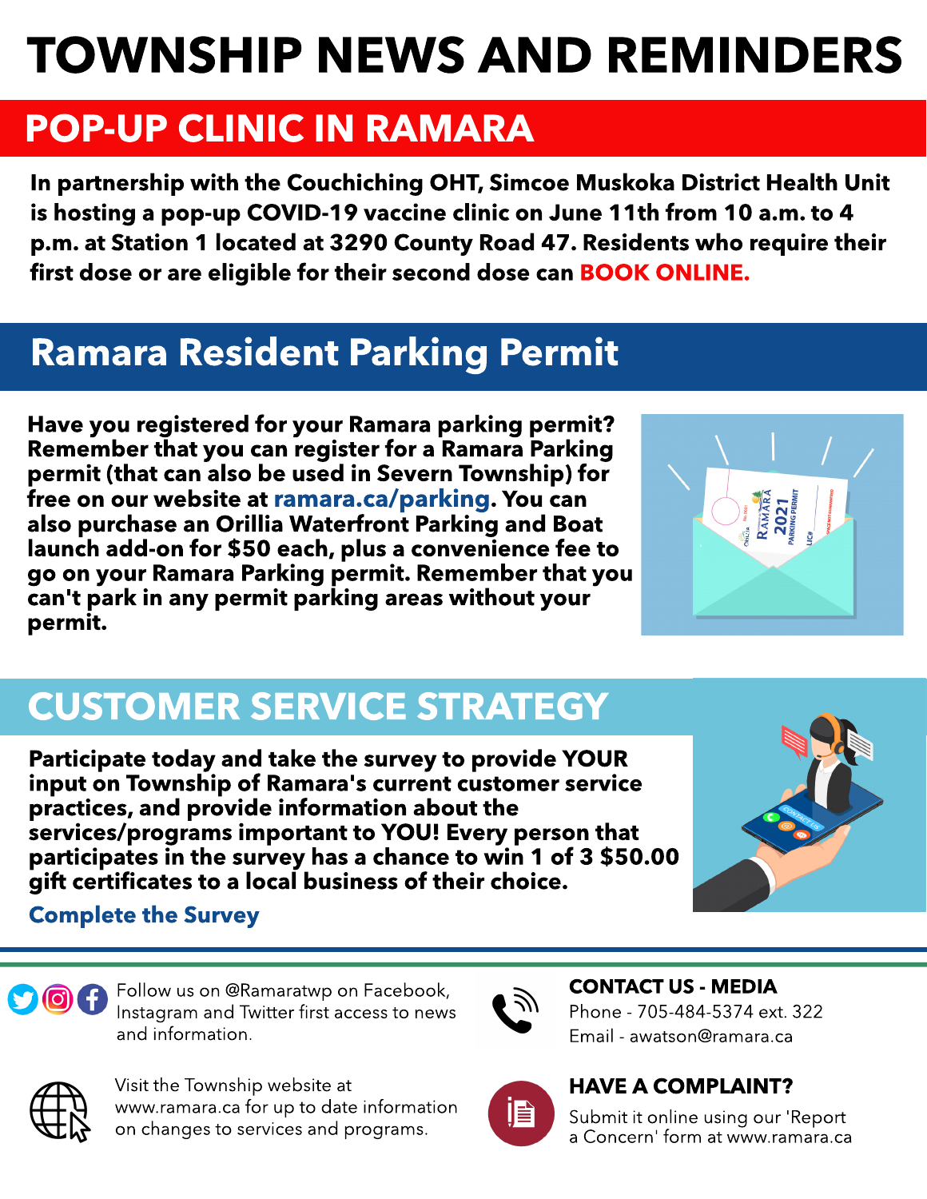# TOWNSHIP NEWS AND REMINDERS

## POP-UP CLINIC IN RAMARA

**In partnership with the Couchiching OHT, Simcoe Muskoka District Health Unit is hosting a pop-up COVID-19 vaccine clinic on June 11th from 10 a.m. to 4 p.m. at Station 1 located at 3290 County Road 47. Residents who require their first dose or are eligible for their second dose can BOOK ONLINE.**

## Ramara Resident Parking Permit

**Have you registered for your Ramara parking permit? Remember that you can register for a Ramara Parking permit (that can also be used in Severn Township) for free on our website at ramara.ca/parking. You can also purchase an Orillia Waterfront Parking and Boat launch add-on for $50 each, plus a convenience fee to go on your Ramara Parking permit. Remember that you can't park in any permit parking areas without your permit.**

## CUSTOMER SERVICE STRATEGY

**Participate today and take the survey to provide YOUR input on Township of Ramara's current customer service practices, and provide information about the services/programs important to YOU! Every person that participates in the survey has a chance to win 1 of 3 $50.00 gift certificates to a local business of their choice.**

**Complete the Survey**

---

Follow us on @Ramaratwp on Facebook, Instagram and Twitter first access to news and information.

Visit the Township website at www.ramara.ca for up to date information on changes to services and programs.

**CONTACT US - MEDIA**
Phone - 705-484-5374 ext. 322
Email - awatson@ramara.ca

**HAVE A COMPLAINT?**
Submit it online using our 'Report a Concern' form at www.ramara.ca